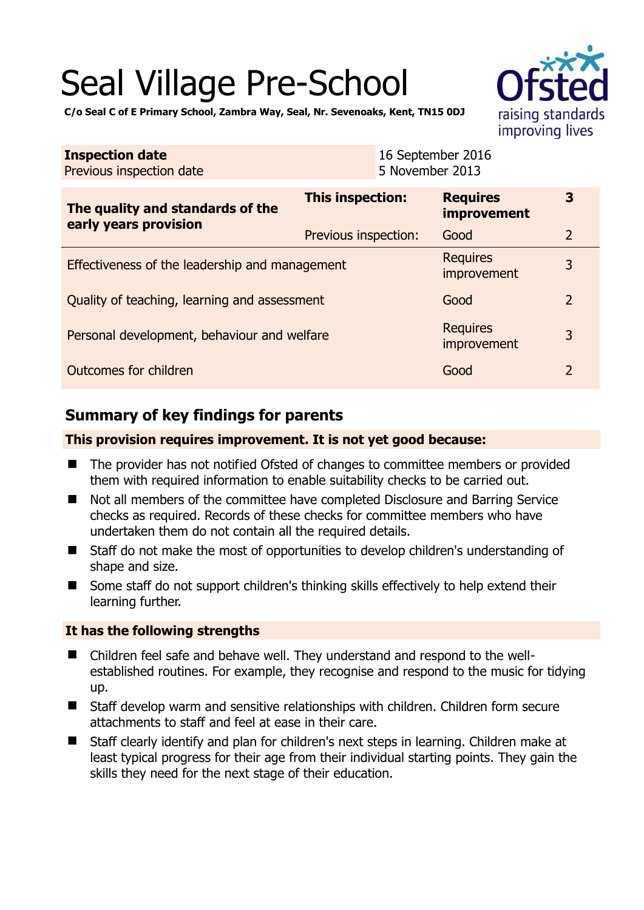# Seal Village Pre-School

**C/o Seal C of E Primary School, Zambra Way, Seal, Nr. Sevenoaks, Kent, TN15 0DJ**

| **Inspection date** | 16 September 2016 |
| --- | --- |
| Previous inspection date | 5 November 2013 |

| **The quality and standards of the early years provision** | **This inspection:** | **Requires improvement** | **3** |
| --- | --- | --- | --- |
| | Previous inspection: | Good | 2 |
| Effectiveness of the leadership and management | | Requires improvement | 3 |
| Quality of teaching, learning and assessment | | Good | 2 |
| Personal development, behaviour and welfare | | Requires improvement | 3 |
| Outcomes for children | | Good | 2 |

## Summary of key findings for parents

**This provision requires improvement. It is not yet good because:**

- The provider has not notified Ofsted of changes to committee members or provided them with required information to enable suitability checks to be carried out.
- Not all members of the committee have completed Disclosure and Barring Service checks as required. Records of these checks for committee members who have undertaken them do not contain all the required details.
- Staff do not make the most of opportunities to develop children's understanding of shape and size.
- Some staff do not support children's thinking skills effectively to help extend their learning further.

**It has the following strengths**

- Children feel safe and behave well. They understand and respond to the well-established routines. For example, they recognise and respond to the music for tidying up.
- Staff develop warm and sensitive relationships with children. Children form secure attachments to staff and feel at ease in their care.
- Staff clearly identify and plan for children's next steps in learning. Children make at least typical progress for their age from their individual starting points. They gain the skills they need for the next stage of their education.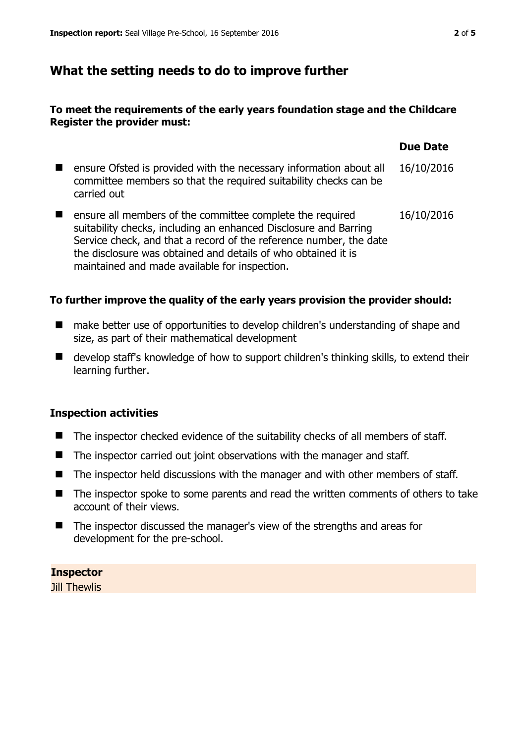## What the setting needs to do to improve further

### To meet the requirements of the early years foundation stage and the Childcare Register the provider must:

| | Due Date |
|---|---|
| ensure Ofsted is provided with the necessary information about all committee members so that the required suitability checks can be carried out | 16/10/2016 |
| ensure all members of the committee complete the required suitability checks, including an enhanced Disclosure and Barring Service check, and that a record of the reference number, the date the disclosure was obtained and details of who obtained it is maintained and made available for inspection. | 16/10/2016 |

### To further improve the quality of the early years provision the provider should:

- make better use of opportunities to develop children's understanding of shape and size, as part of their mathematical development
- develop staff's knowledge of how to support children's thinking skills, to extend their learning further.

### Inspection activities

- The inspector checked evidence of the suitability checks of all members of staff.
- The inspector carried out joint observations with the manager and staff.
- The inspector held discussions with the manager and with other members of staff.
- The inspector spoke to some parents and read the written comments of others to take account of their views.
- The inspector discussed the manager's view of the strengths and areas for development for the pre-school.

**Inspector**
Jill Thewlis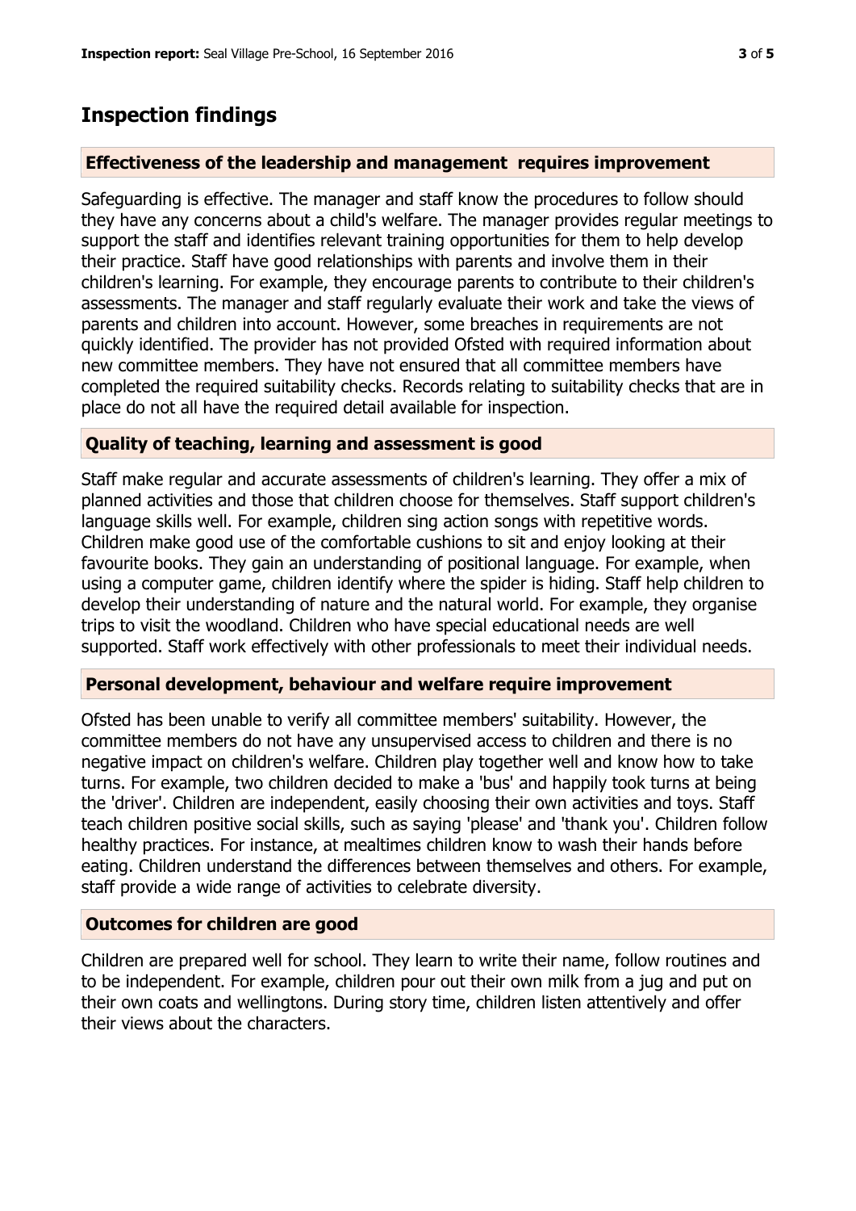## Inspection findings

### Effectiveness of the leadership and management requires improvement

Safeguarding is effective. The manager and staff know the procedures to follow should they have any concerns about a child's welfare. The manager provides regular meetings to support the staff and identifies relevant training opportunities for them to help develop their practice. Staff have good relationships with parents and involve them in their children's learning. For example, they encourage parents to contribute to their children's assessments. The manager and staff regularly evaluate their work and take the views of parents and children into account. However, some breaches in requirements are not quickly identified. The provider has not provided Ofsted with required information about new committee members. They have not ensured that all committee members have completed the required suitability checks. Records relating to suitability checks that are in place do not all have the required detail available for inspection.

### Quality of teaching, learning and assessment is good

Staff make regular and accurate assessments of children's learning. They offer a mix of planned activities and those that children choose for themselves. Staff support children's language skills well. For example, children sing action songs with repetitive words. Children make good use of the comfortable cushions to sit and enjoy looking at their favourite books. They gain an understanding of positional language. For example, when using a computer game, children identify where the spider is hiding. Staff help children to develop their understanding of nature and the natural world. For example, they organise trips to visit the woodland. Children who have special educational needs are well supported. Staff work effectively with other professionals to meet their individual needs.

### Personal development, behaviour and welfare require improvement

Ofsted has been unable to verify all committee members' suitability. However, the committee members do not have any unsupervised access to children and there is no negative impact on children's welfare. Children play together well and know how to take turns. For example, two children decided to make a 'bus' and happily took turns at being the 'driver'. Children are independent, easily choosing their own activities and toys. Staff teach children positive social skills, such as saying 'please' and 'thank you'. Children follow healthy practices. For instance, at mealtimes children know to wash their hands before eating. Children understand the differences between themselves and others. For example, staff provide a wide range of activities to celebrate diversity.

### Outcomes for children are good

Children are prepared well for school. They learn to write their name, follow routines and to be independent. For example, children pour out their own milk from a jug and put on their own coats and wellingtons. During story time, children listen attentively and offer their views about the characters.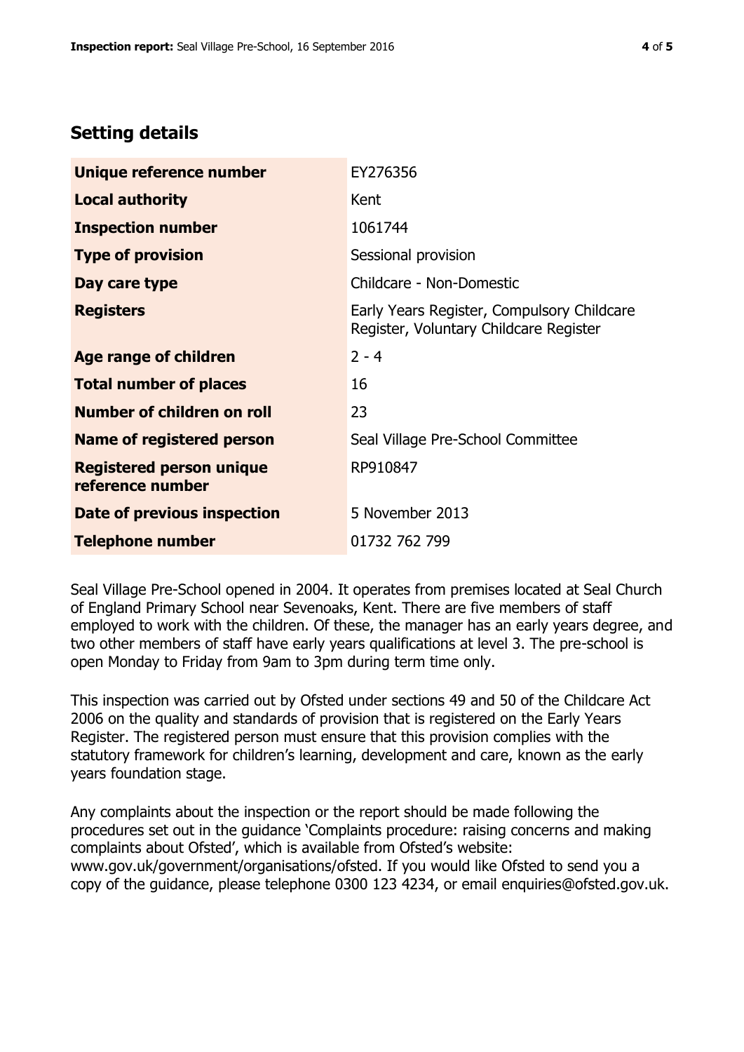## Setting details

| | |
|---|---|
| **Unique reference number** | EY276356 |
| **Local authority** | Kent |
| **Inspection number** | 1061744 |
| **Type of provision** | Sessional provision |
| **Day care type** | Childcare - Non-Domestic |
| **Registers** | Early Years Register, Compulsory Childcare Register, Voluntary Childcare Register |
| **Age range of children** | 2 - 4 |
| **Total number of places** | 16 |
| **Number of children on roll** | 23 |
| **Name of registered person** | Seal Village Pre-School Committee |
| **Registered person unique reference number** | RP910847 |
| **Date of previous inspection** | 5 November 2013 |
| **Telephone number** | 01732 762 799 |

Seal Village Pre-School opened in 2004. It operates from premises located at Seal Church of England Primary School near Sevenoaks, Kent. There are five members of staff employed to work with the children. Of these, the manager has an early years degree, and two other members of staff have early years qualifications at level 3. The pre-school is open Monday to Friday from 9am to 3pm during term time only.

This inspection was carried out by Ofsted under sections 49 and 50 of the Childcare Act 2006 on the quality and standards of provision that is registered on the Early Years Register. The registered person must ensure that this provision complies with the statutory framework for children's learning, development and care, known as the early years foundation stage.

Any complaints about the inspection or the report should be made following the procedures set out in the guidance 'Complaints procedure: raising concerns and making complaints about Ofsted', which is available from Ofsted's website: www.gov.uk/government/organisations/ofsted. If you would like Ofsted to send you a copy of the guidance, please telephone 0300 123 4234, or email enquiries@ofsted.gov.uk.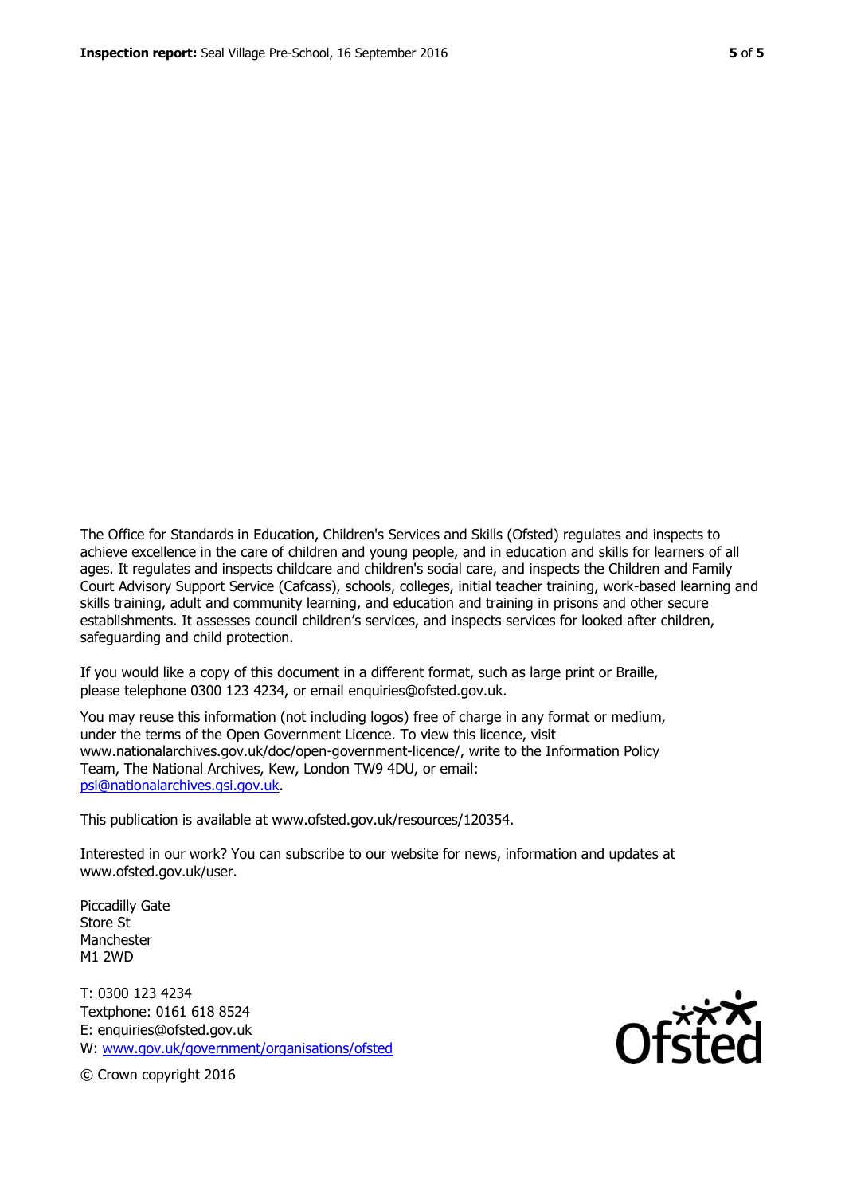The Office for Standards in Education, Children's Services and Skills (Ofsted) regulates and inspects to achieve excellence in the care of children and young people, and in education and skills for learners of all ages. It regulates and inspects childcare and children's social care, and inspects the Children and Family Court Advisory Support Service (Cafcass), schools, colleges, initial teacher training, work-based learning and skills training, adult and community learning, and education and training in prisons and other secure establishments. It assesses council children's services, and inspects services for looked after children, safeguarding and child protection.

If you would like a copy of this document in a different format, such as large print or Braille, please telephone 0300 123 4234, or email enquiries@ofsted.gov.uk.

You may reuse this information (not including logos) free of charge in any format or medium, under the terms of the Open Government Licence. To view this licence, visit www.nationalarchives.gov.uk/doc/open-government-licence/, write to the Information Policy Team, The National Archives, Kew, London TW9 4DU, or email: psi@nationalarchives.gsi.gov.uk.

This publication is available at www.ofsted.gov.uk/resources/120354.

Interested in our work? You can subscribe to our website for news, information and updates at www.ofsted.gov.uk/user.

Piccadilly Gate
Store St
Manchester
M1 2WD

T: 0300 123 4234
Textphone: 0161 618 8524
E: enquiries@ofsted.gov.uk
W: www.gov.uk/government/organisations/ofsted

© Crown copyright 2016